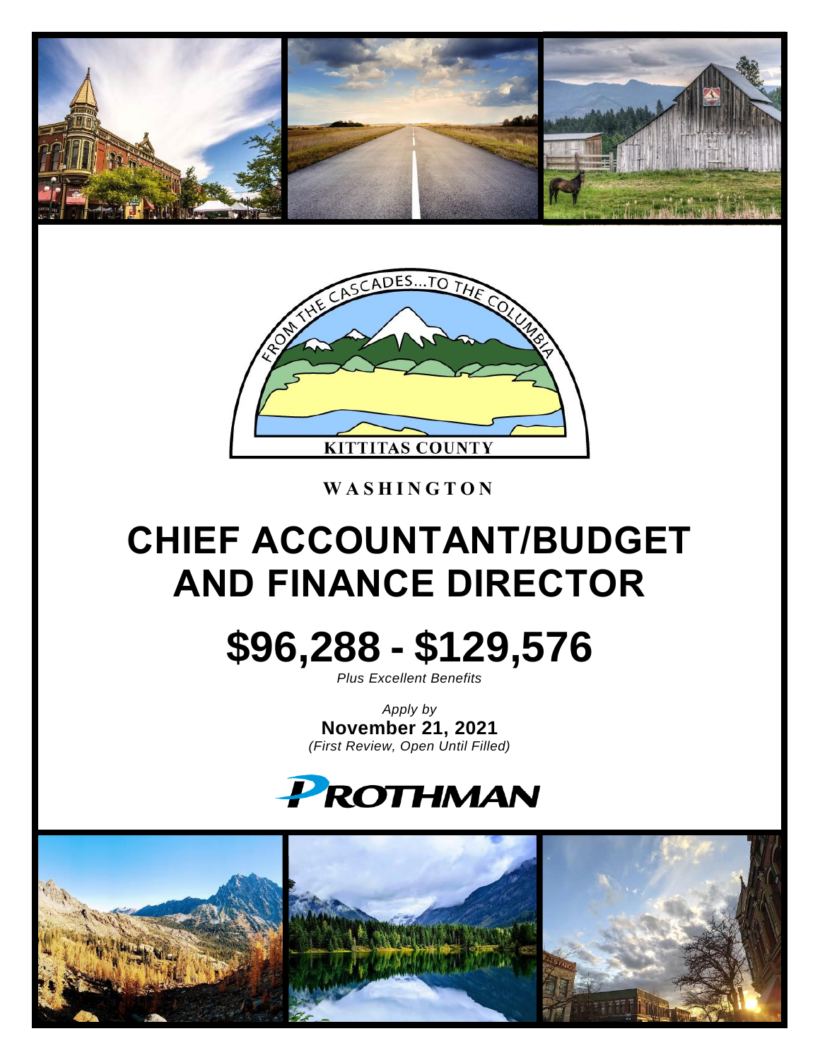FROM THE CASCADES...TO THE COLUMBIA

KITTITAS COUNTY

**WASHINGTON**

# CHIEF ACCOUNTANT/BUDGET AND FINANCE DIRECTOR

# $96,288 - $129,576

*Plus Excellent Benefits*

*Apply by*

**November 21, 2021**

*(First Review, Open Until Filled)*

PROTHMAN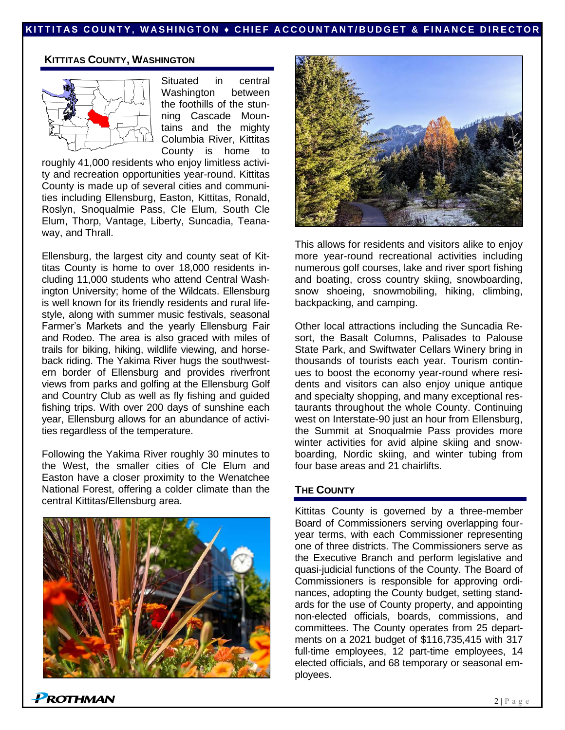## KITTITAS COUNTY, WASHINGTON

Situated in central Washington between the foothills of the stunning Cascade Mountains and the mighty Columbia River, Kittitas County is home to roughly 41,000 residents who enjoy limitless activity and recreation opportunities year-round. Kittitas County is made up of several cities and communities including Ellensburg, Easton, Kittitas, Ronald, Roslyn, Snoqualmie Pass, Cle Elum, South Cle Elum, Thorp, Vantage, Liberty, Suncadia, Teanaway, and Thrall.

Ellensburg, the largest city and county seat of Kittitas County is home to over 18,000 residents including 11,000 students who attend Central Washington University; home of the Wildcats. Ellensburg is well known for its friendly residents and rural lifestyle, along with summer music festivals, seasonal Farmer's Markets and the yearly Ellensburg Fair and Rodeo. The area is also graced with miles of trails for biking, hiking, wildlife viewing, and horseback riding. The Yakima River hugs the southwestern border of Ellensburg and provides riverfront views from parks and golfing at the Ellensburg Golf and Country Club as well as fly fishing and guided fishing trips. With over 200 days of sunshine each year, Ellensburg allows for an abundance of activities regardless of the temperature.

Following the Yakima River roughly 30 minutes to the West, the smaller cities of Cle Elum and Easton have a closer proximity to the Wenatchee National Forest, offering a colder climate than the central Kittitas/Ellensburg area.

This allows for residents and visitors alike to enjoy more year-round recreational activities including numerous golf courses, lake and river sport fishing and boating, cross country skiing, snowboarding, snow shoeing, snowmobiling, hiking, climbing, backpacking, and camping.

Other local attractions including the Suncadia Resort, the Basalt Columns, Palisades to Palouse State Park, and Swiftwater Cellars Winery bring in thousands of tourists each year. Tourism continues to boost the economy year-round where residents and visitors can also enjoy unique antique and specialty shopping, and many exceptional restaurants throughout the whole County. Continuing west on Interstate-90 just an hour from Ellensburg, the Summit at Snoqualmie Pass provides more winter activities for avid alpine skiing and snowboarding, Nordic skiing, and winter tubing from four base areas and 21 chairlifts.

## THE COUNTY

Kittitas County is governed by a three-member Board of Commissioners serving overlapping four-year terms, with each Commissioner representing one of three districts. The Commissioners serve as the Executive Branch and perform legislative and quasi-judicial functions of the County. The Board of Commissioners is responsible for approving ordinances, adopting the County budget, setting standards for the use of County property, and appointing non-elected officials, boards, commissions, and committees. The County operates from 25 departments on a 2021 budget of $116,735,415 with 317 full-time employees, 12 part-time employees, 14 elected officials, and 68 temporary or seasonal employees.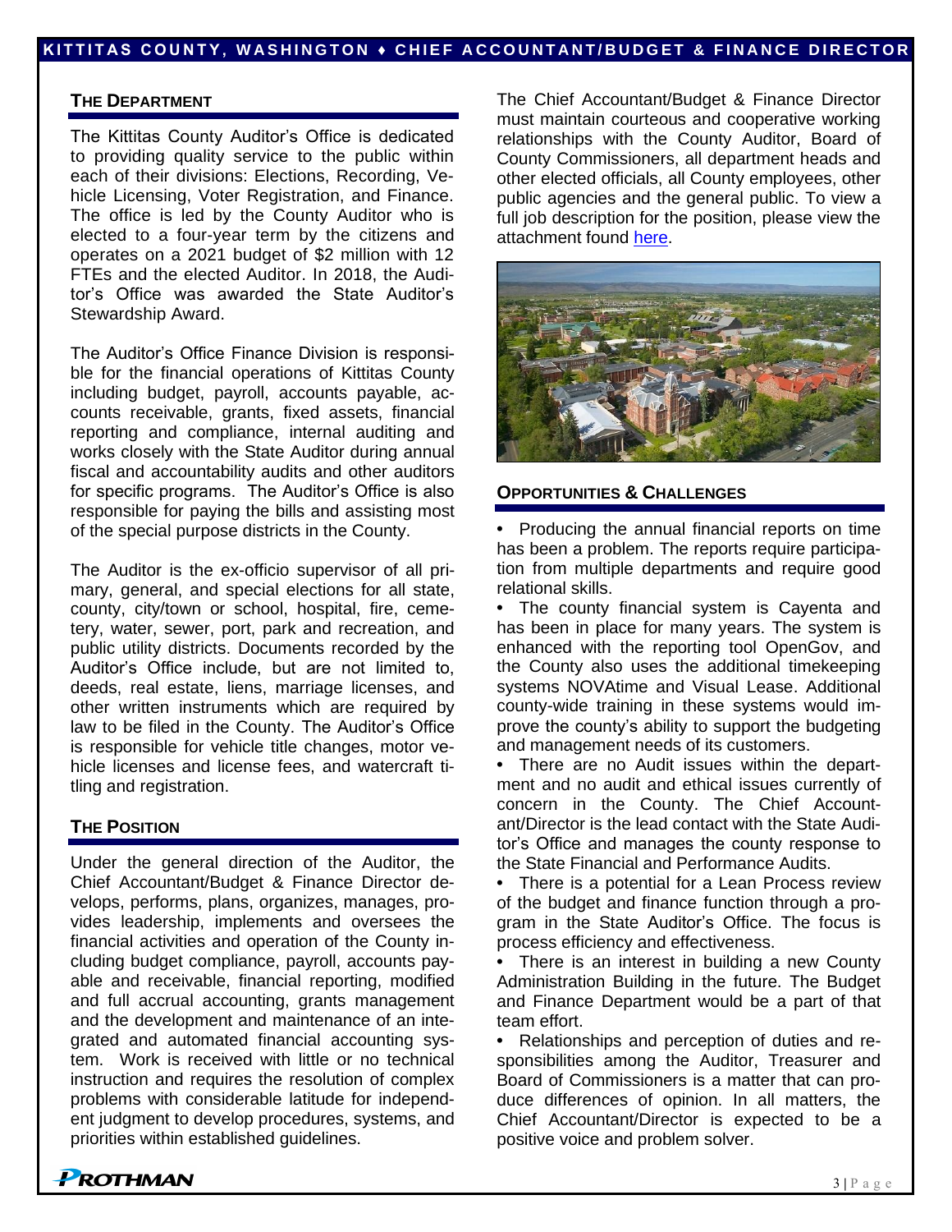## THE DEPARTMENT

The Kittitas County Auditor's Office is dedicated to providing quality service to the public within each of their divisions: Elections, Recording, Vehicle Licensing, Voter Registration, and Finance. The office is led by the County Auditor who is elected to a four-year term by the citizens and operates on a 2021 budget of $2 million with 12 FTEs and the elected Auditor. In 2018, the Auditor's Office was awarded the State Auditor's Stewardship Award.

The Auditor's Office Finance Division is responsible for the financial operations of Kittitas County including budget, payroll, accounts payable, accounts receivable, grants, fixed assets, financial reporting and compliance, internal auditing and works closely with the State Auditor during annual fiscal and accountability audits and other auditors for specific programs. The Auditor's Office is also responsible for paying the bills and assisting most of the special purpose districts in the County.

The Auditor is the ex-officio supervisor of all primary, general, and special elections for all state, county, city/town or school, hospital, fire, cemetery, water, sewer, port, park and recreation, and public utility districts. Documents recorded by the Auditor's Office include, but are not limited to, deeds, real estate, liens, marriage licenses, and other written instruments which are required by law to be filed in the County. The Auditor's Office is responsible for vehicle title changes, motor vehicle licenses and license fees, and watercraft titling and registration.

## THE POSITION

Under the general direction of the Auditor, the Chief Accountant/Budget & Finance Director develops, performs, plans, organizes, manages, provides leadership, implements and oversees the financial activities and operation of the County including budget compliance, payroll, accounts payable and receivable, financial reporting, modified and full accrual accounting, grants management and the development and maintenance of an integrated and automated financial accounting system. Work is received with little or no technical instruction and requires the resolution of complex problems with considerable latitude for independent judgment to develop procedures, systems, and priorities within established guidelines.

The Chief Accountant/Budget & Finance Director must maintain courteous and cooperative working relationships with the County Auditor, Board of County Commissioners, all department heads and other elected officials, all County employees, other public agencies and the general public. To view a full job description for the position, please view the attachment found here.

## OPPORTUNITIES & CHALLENGES

- Producing the annual financial reports on time has been a problem. The reports require participation from multiple departments and require good relational skills.
- The county financial system is Cayenta and has been in place for many years. The system is enhanced with the reporting tool OpenGov, and the County also uses the additional timekeeping systems NOVAtime and Visual Lease. Additional county-wide training in these systems would improve the county's ability to support the budgeting and management needs of its customers.
- There are no Audit issues within the department and no audit and ethical issues currently of concern in the County. The Chief Accountant/Director is the lead contact with the State Auditor's Office and manages the county response to the State Financial and Performance Audits.
- There is a potential for a Lean Process review of the budget and finance function through a program in the State Auditor's Office. The focus is process efficiency and effectiveness.
- There is an interest in building a new County Administration Building in the future. The Budget and Finance Department would be a part of that team effort.
- Relationships and perception of duties and responsibilities among the Auditor, Treasurer and Board of Commissioners is a matter that can produce differences of opinion. In all matters, the Chief Accountant/Director is expected to be a positive voice and problem solver.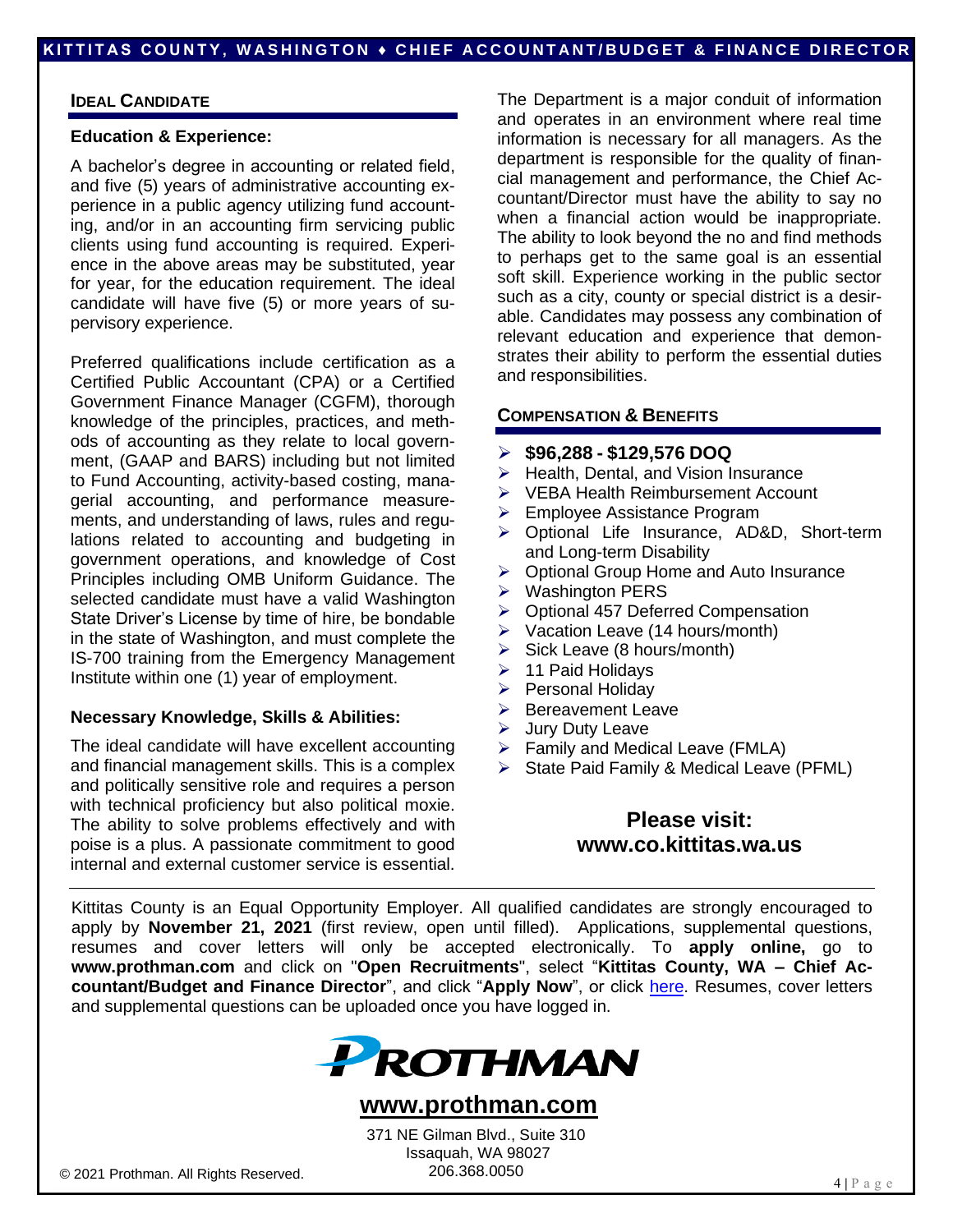## IDEAL CANDIDATE

### Education & Experience:

A bachelor's degree in accounting or related field, and five (5) years of administrative accounting experience in a public agency utilizing fund accounting, and/or in an accounting firm servicing public clients using fund accounting is required. Experience in the above areas may be substituted, year for year, for the education requirement. The ideal candidate will have five (5) or more years of supervisory experience.

Preferred qualifications include certification as a Certified Public Accountant (CPA) or a Certified Government Finance Manager (CGFM), thorough knowledge of the principles, practices, and methods of accounting as they relate to local government, (GAAP and BARS) including but not limited to Fund Accounting, activity-based costing, managerial accounting, and performance measurements, and understanding of laws, rules and regulations related to accounting and budgeting in government operations, and knowledge of Cost Principles including OMB Uniform Guidance. The selected candidate must have a valid Washington State Driver's License by time of hire, be bondable in the state of Washington, and must complete the IS-700 training from the Emergency Management Institute within one (1) year of employment.

### Necessary Knowledge, Skills & Abilities:

The ideal candidate will have excellent accounting and financial management skills. This is a complex and politically sensitive role and requires a person with technical proficiency but also political moxie. The ability to solve problems effectively and with poise is a plus. A passionate commitment to good internal and external customer service is essential.

The Department is a major conduit of information and operates in an environment where real time information is necessary for all managers. As the department is responsible for the quality of financial management and performance, the Chief Accountant/Director must have the ability to say no when a financial action would be inappropriate. The ability to look beyond the no and find methods to perhaps get to the same goal is an essential soft skill. Experience working in the public sector such as a city, county or special district is a desirable. Candidates may possess any combination of relevant education and experience that demonstrates their ability to perform the essential duties and responsibilities.

## COMPENSATION & BENEFITS

- **$96,288 - $129,576 DOQ**
- Health, Dental, and Vision Insurance
- VEBA Health Reimbursement Account
- Employee Assistance Program
- Optional Life Insurance, AD&D, Short-term and Long-term Disability
- Optional Group Home and Auto Insurance
- Washington PERS
- Optional 457 Deferred Compensation
- Vacation Leave (14 hours/month)
- Sick Leave (8 hours/month)
- 11 Paid Holidays
- Personal Holiday
- Bereavement Leave
- Jury Duty Leave
- Family and Medical Leave (FMLA)
- State Paid Family & Medical Leave (PFML)

**Please visit: www.co.kittitas.wa.us**

---

Kittitas County is an Equal Opportunity Employer. All qualified candidates are strongly encouraged to apply by **November 21, 2021** (first review, open until filled). Applications, supplemental questions, resumes and cover letters will only be accepted electronically. To **apply online,** go to **www.prothman.com** and click on "**Open Recruitments**", select "**Kittitas County, WA – Chief Accountant/Budget and Finance Director**", and click "**Apply Now**", or click here. Resumes, cover letters and supplemental questions can be uploaded once you have logged in.

PROTHMAN

**www.prothman.com**

371 NE Gilman Blvd., Suite 310
Issaquah, WA 98027
206.368.0050

© 2021 Prothman. All Rights Reserved.